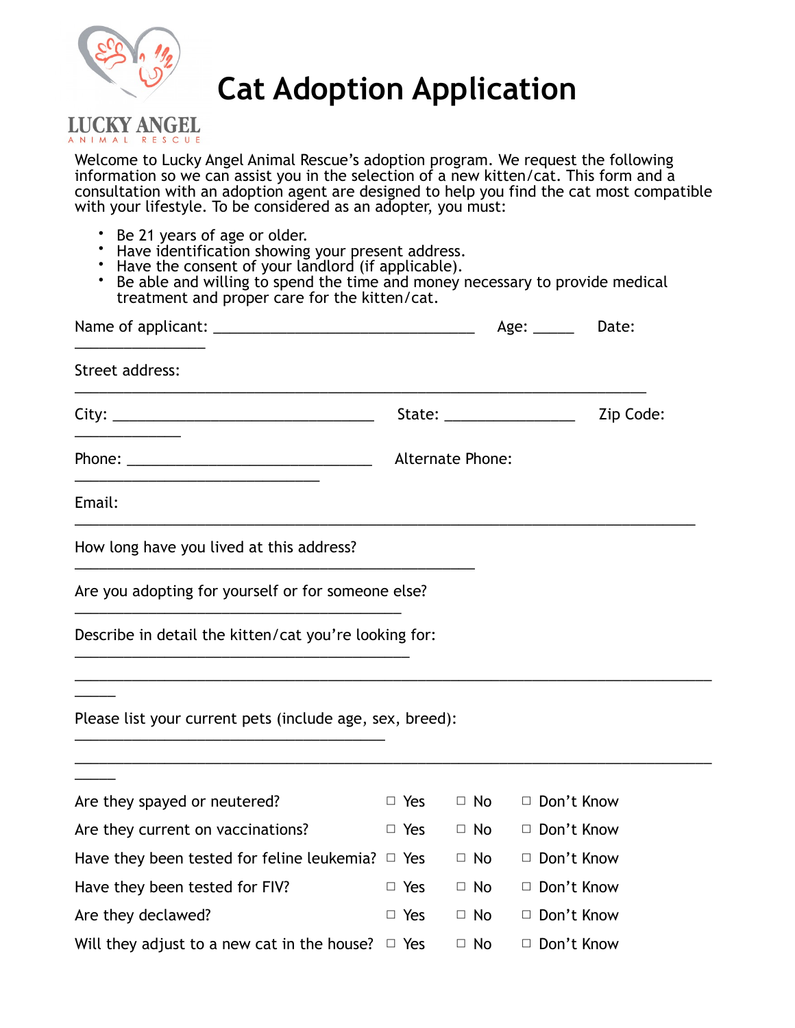LUCKY ANGEL
ANIMAL RESCUE

# Cat Adoption Application

Welcome to Lucky Angel Animal Rescue's adoption program. We request the following information so we can assist you in the selection of a new kitten/cat. This form and a consultation with an adoption agent are designed to help you find the cat most compatible with your lifestyle. To be considered as an adopter, you must:

- Be 21 years of age or older.
- Have identification showing your present address.
- Have the consent of your landlord (if applicable).
- Be able and willing to spend the time and money necessary to provide medical treatment and proper care for the kitten/cat.

Name of applicant: ______________________________ Age: _____ Date: ______________

Street address: ____________________________________________________________

City: ______________________________ State: ________________ Zip Code: ____________

Phone: ______________________________ Alternate Phone: ______________________________

Email: ______________________________________________________________________

How long have you lived at this address? ______________________________________

Are you adopting for yourself or for someone else? ______________________________

Describe in detail the kitten/cat you're looking for: ______________________________

_________________________________________________________________________

Please list your current pets (include age, sex, breed): ____________________________

_________________________________________________________________________

| | | | |
|---|---|---|---|
| Are they spayed or neutered? | ☐ Yes | ☐ No | ☐ Don't Know |
| Are they current on vaccinations? | ☐ Yes | ☐ No | ☐ Don't Know |
| Have they been tested for feline leukemia? | ☐ Yes | ☐ No | ☐ Don't Know |
| Have they been tested for FIV? | ☐ Yes | ☐ No | ☐ Don't Know |
| Are they declawed? | ☐ Yes | ☐ No | ☐ Don't Know |
| Will they adjust to a new cat in the house? | ☐ Yes | ☐ No | ☐ Don't Know |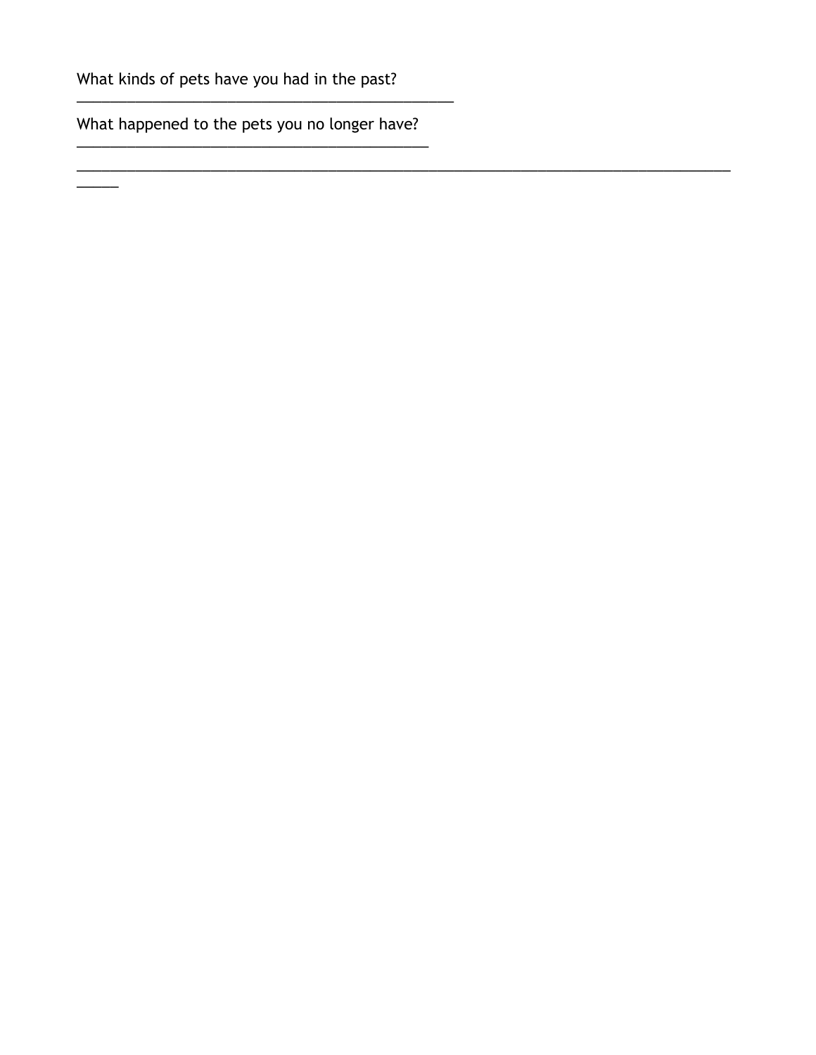What kinds of pets have you had in the past?
\_\_\_\_\_\_\_\_\_\_\_\_\_\_\_\_\_\_\_\_\_\_\_\_\_\_\_\_\_\_\_\_\_\_\_\_\_\_\_\_\_\_\_\_\_\_\_\_

What happened to the pets you no longer have?
\_\_\_\_\_\_\_\_\_\_\_\_\_\_\_\_\_\_\_\_\_\_\_\_\_\_\_\_\_\_\_\_\_\_\_\_\_\_\_\_\_\_\_\_\_

\_\_\_\_\_\_\_\_\_\_\_\_\_\_\_\_\_\_\_\_\_\_\_\_\_\_\_\_\_\_\_\_\_\_\_\_\_\_\_\_\_\_\_\_\_\_\_\_\_\_\_\_\_\_\_\_\_\_\_\_\_\_\_\_\_\_\_\_\_\_\_\_\_\_\_\_\_\_\_\_\_\_\_\_\_\_\_\_\_\_
\_\_\_\_\_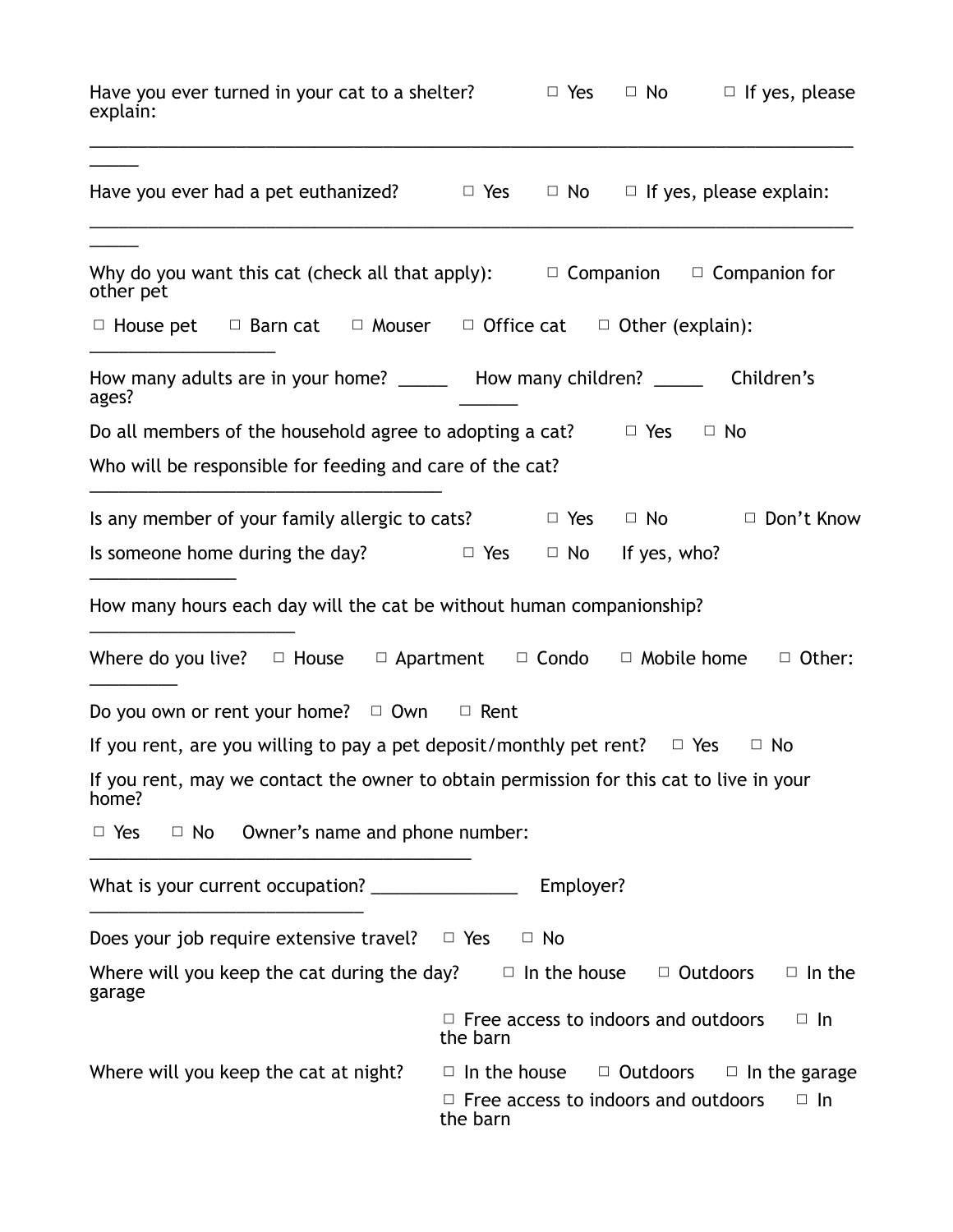Have you ever turned in your cat to a shelter? ☐ Yes ☐ No ☐ If yes, please explain:

_____________________________________________________________________________________

Have you ever had a pet euthanized? ☐ Yes ☐ No ☐ If yes, please explain:

_____________________________________________________________________________________

Why do you want this cat (check all that apply): ☐ Companion ☐ Companion for other pet

☐ House pet ☐ Barn cat ☐ Mouser ☐ Office cat ☐ Other (explain): ____________________

How many adults are in your home? _____ How many children? _____ Children's ages? ______

Do all members of the household agree to adopting a cat? ☐ Yes ☐ No

Who will be responsible for feeding and care of the cat? ______________________________________

Is any member of your family allergic to cats? ☐ Yes ☐ No ☐ Don't Know

Is someone home during the day? ☐ Yes ☐ No If yes, who? _______________

How many hours each day will the cat be without human companionship? _____________________

Where do you live? ☐ House ☐ Apartment ☐ Condo ☐ Mobile home ☐ Other: _________

Do you own or rent your home? ☐ Own ☐ Rent

If you rent, are you willing to pay a pet deposit/monthly pet rent? ☐ Yes ☐ No

If you rent, may we contact the owner to obtain permission for this cat to live in your home?

☐ Yes ☐ No Owner's name and phone number: ________________________________________

What is your current occupation? _______________ Employer? ______________________________

Does your job require extensive travel? ☐ Yes ☐ No

Where will you keep the cat during the day? ☐ In the house ☐ Outdoors ☐ In the garage ☐ Free access to indoors and outdoors ☐ In the barn

Where will you keep the cat at night? ☐ In the house ☐ Outdoors ☐ In the garage ☐ Free access to indoors and outdoors ☐ In the barn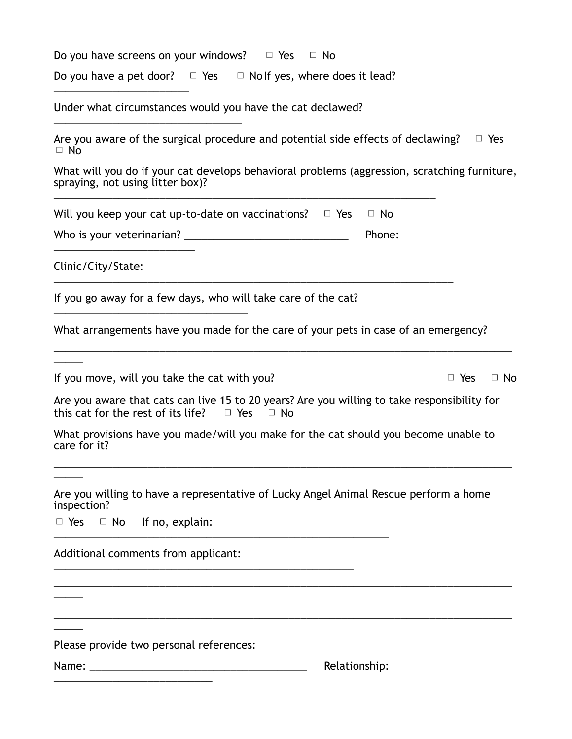Do you have screens on your windows? ☐ Yes ☐ No

Do you have a pet door? ☐ Yes ☐ No If yes, where does it lead? ______________________

Under what circumstances would you have the cat declawed? ______________________________

Are you aware of the surgical procedure and potential side effects of declawing? ☐ Yes ☐ No

What will you do if your cat develops behavioral problems (aggression, scratching furniture, spraying, not using litter box)? ______________________________________________________________

Will you keep your cat up-to-date on vaccinations? ☐ Yes ☐ No

Who is your veterinarian? ___________________________ Phone: ______________________

Clinic/City/State: _________________________________________________________________

If you go away for a few days, who will take care of the cat? _______________________________

What arrangements have you made for the care of your pets in case of an emergency?

_______________________________________________________________________________

If you move, will you take the cat with you? ☐ Yes ☐ No

Are you aware that cats can live 15 to 20 years? Are you willing to take responsibility for this cat for the rest of its life? ☐ Yes ☐ No

What provisions have you made/will you make for the cat should you become unable to care for it?

_______________________________________________________________________________

Are you willing to have a representative of Lucky Angel Animal Rescue perform a home inspection?

☐ Yes ☐ No If no, explain: _____________________________________________________

Additional comments from applicant: ________________________________________________

_______________________________________________________________________________

_______________________________________________________________________________

Please provide two personal references:

Name: ___________________________________ Relationship: ___________________________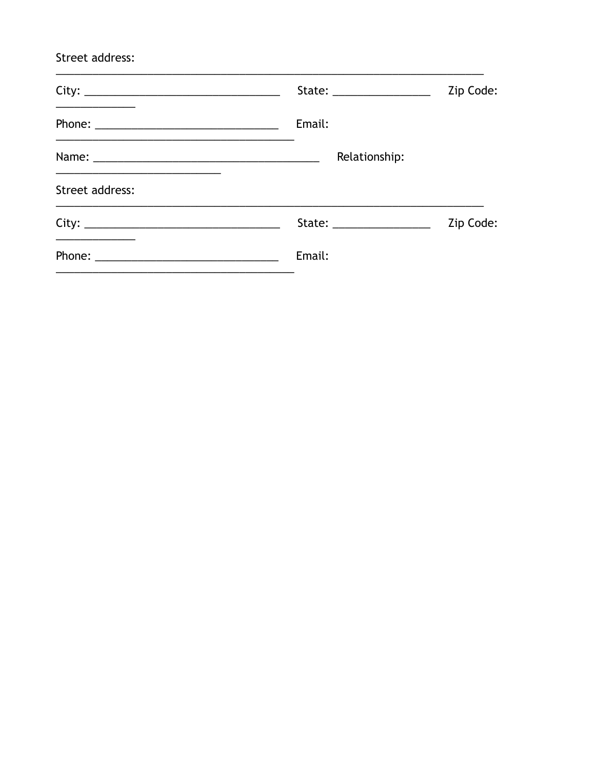Street address: ___________________________________________________________________________

City: __________________________________ State: ________________ Zip Code: ______________

Phone: ________________________________ Email: __________________________________________

Name: _______________________________________ Relationship: _____________________________

Street address: ___________________________________________________________________________

City: __________________________________ State: ________________ Zip Code: ______________

Phone: ________________________________ Email: __________________________________________